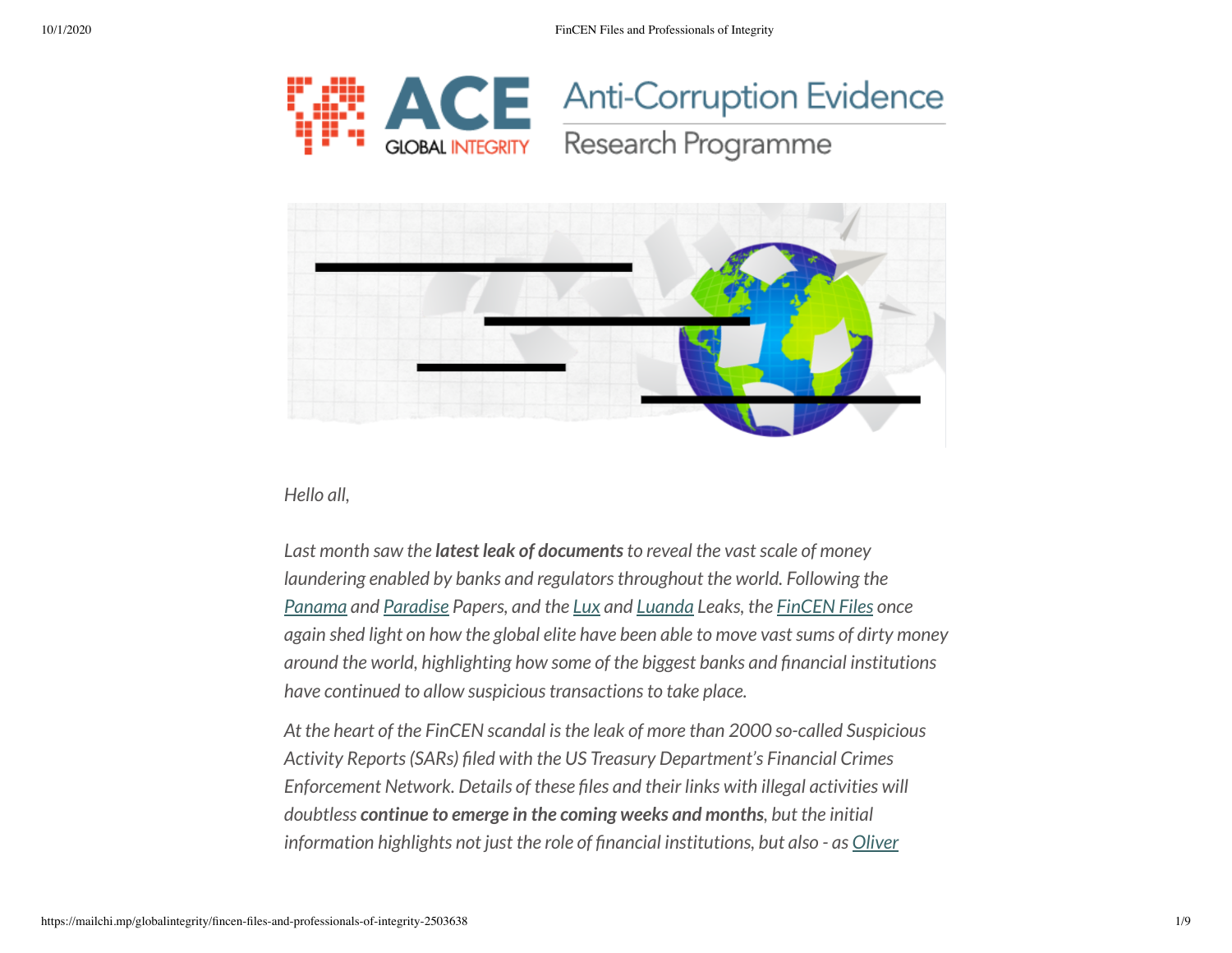*Hello all,*

*Last month saw the* ***latest leak of documents*** *to reveal the vast scale of money laundering enabled by banks and regulators throughout the world. Following the* *Panama* *and* *Paradise* *Papers, and the* *Lux* *and* *Luanda* *Leaks, the* *FinCEN Files* *once again shed light on how the global elite have been able to move vast sums of dirty money around the world, highlighting how some of the biggest banks and financial institutions have continued to allow suspicious transactions to take place.*

*At the heart of the FinCEN scandal is the leak of more than 2000 so-called Suspicious Activity Reports (SARs) filed with the US Treasury Department's Financial Crimes Enforcement Network. Details of these files and their links with illegal activities will doubtless* ***continue to emerge in the coming weeks and months****, but the initial information highlights not just the role of financial institutions, but also - as* *Oliver*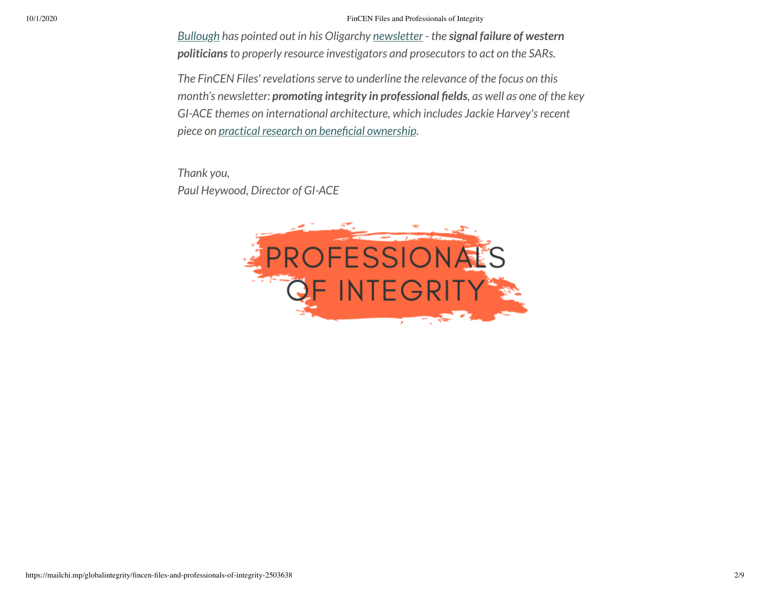*Bullough has pointed out in his Oligarchy newsletter - the **signal failure of western politicians** to properly resource investigators and prosecutors to act on the SARs.*

*The FinCEN Files' revelations serve to underline the relevance of the focus on this month's newsletter: **promoting integrity in professional fields**, as well as one of the key GI-ACE themes on international architecture, which includes Jackie Harvey's recent piece on practical research on beneficial ownership.*

*Thank you,*
*Paul Heywood, Director of GI-ACE*

PROFESSIONALS OF INTEGRITY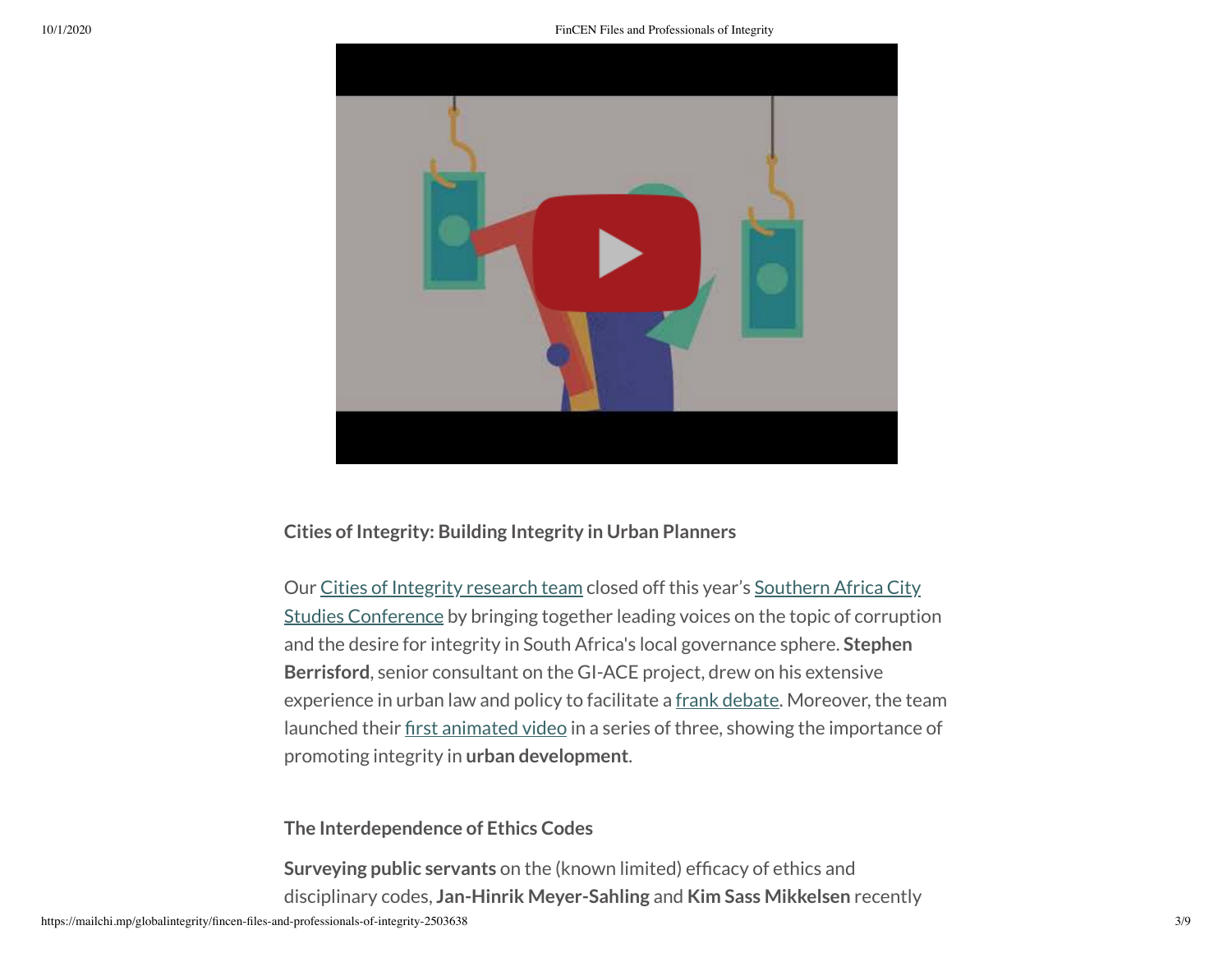**Cities of Integrity: Building Integrity in Urban Planners**

Our Cities of Integrity research team closed off this year's Southern Africa City Studies Conference by bringing together leading voices on the topic of corruption and the desire for integrity in South Africa's local governance sphere. **Stephen Berrisford**, senior consultant on the GI-ACE project, drew on his extensive experience in urban law and policy to facilitate a frank debate. Moreover, the team launched their first animated video in a series of three, showing the importance of promoting integrity in **urban development**.

**The Interdependence of Ethics Codes**

**Surveying public servants** on the (known limited) efficacy of ethics and disciplinary codes, **Jan-Hinrik Meyer-Sahling** and **Kim Sass Mikkelsen** recently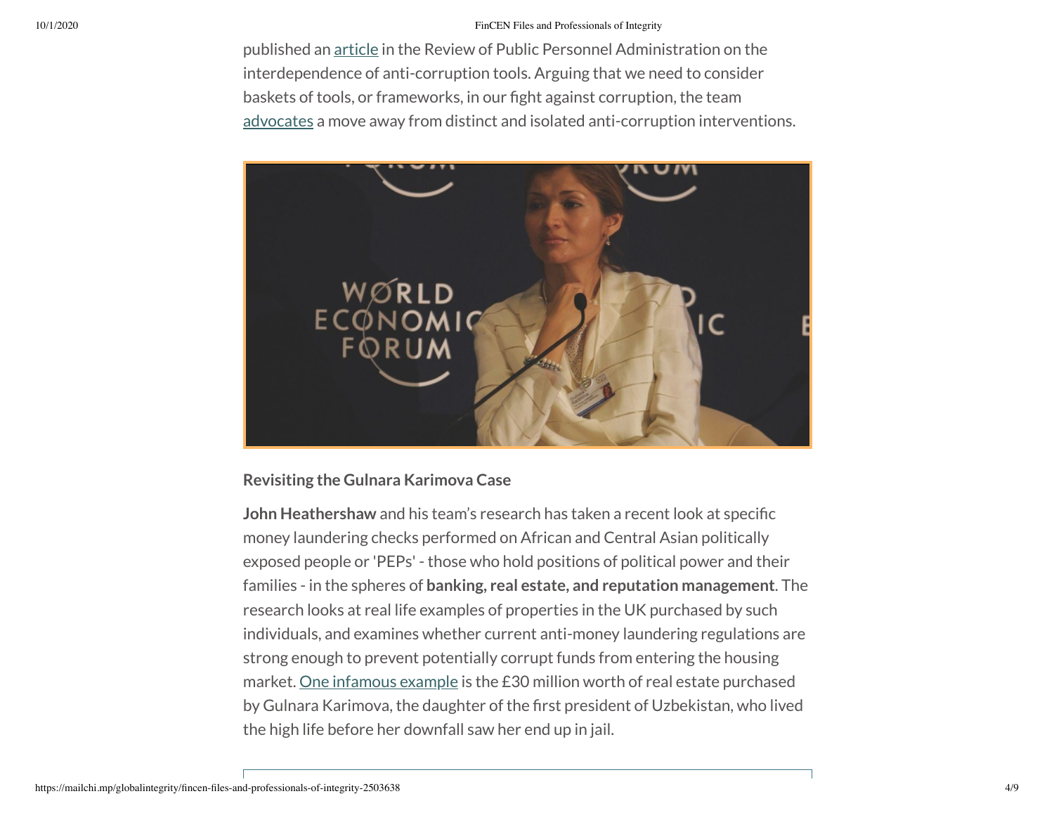published an article in the Review of Public Personnel Administration on the interdependence of anti-corruption tools. Arguing that we need to consider baskets of tools, or frameworks, in our fight against corruption, the team advocates a move away from distinct and isolated anti-corruption interventions.

**Revisiting the Gulnara Karimova Case**

**John Heathershaw** and his team's research has taken a recent look at specific money laundering checks performed on African and Central Asian politically exposed people or 'PEPs' - those who hold positions of political power and their families - in the spheres of **banking, real estate, and reputation management**. The research looks at real life examples of properties in the UK purchased by such individuals, and examines whether current anti-money laundering regulations are strong enough to prevent potentially corrupt funds from entering the housing market. One infamous example is the £30 million worth of real estate purchased by Gulnara Karimova, the daughter of the first president of Uzbekistan, who lived the high life before her downfall saw her end up in jail.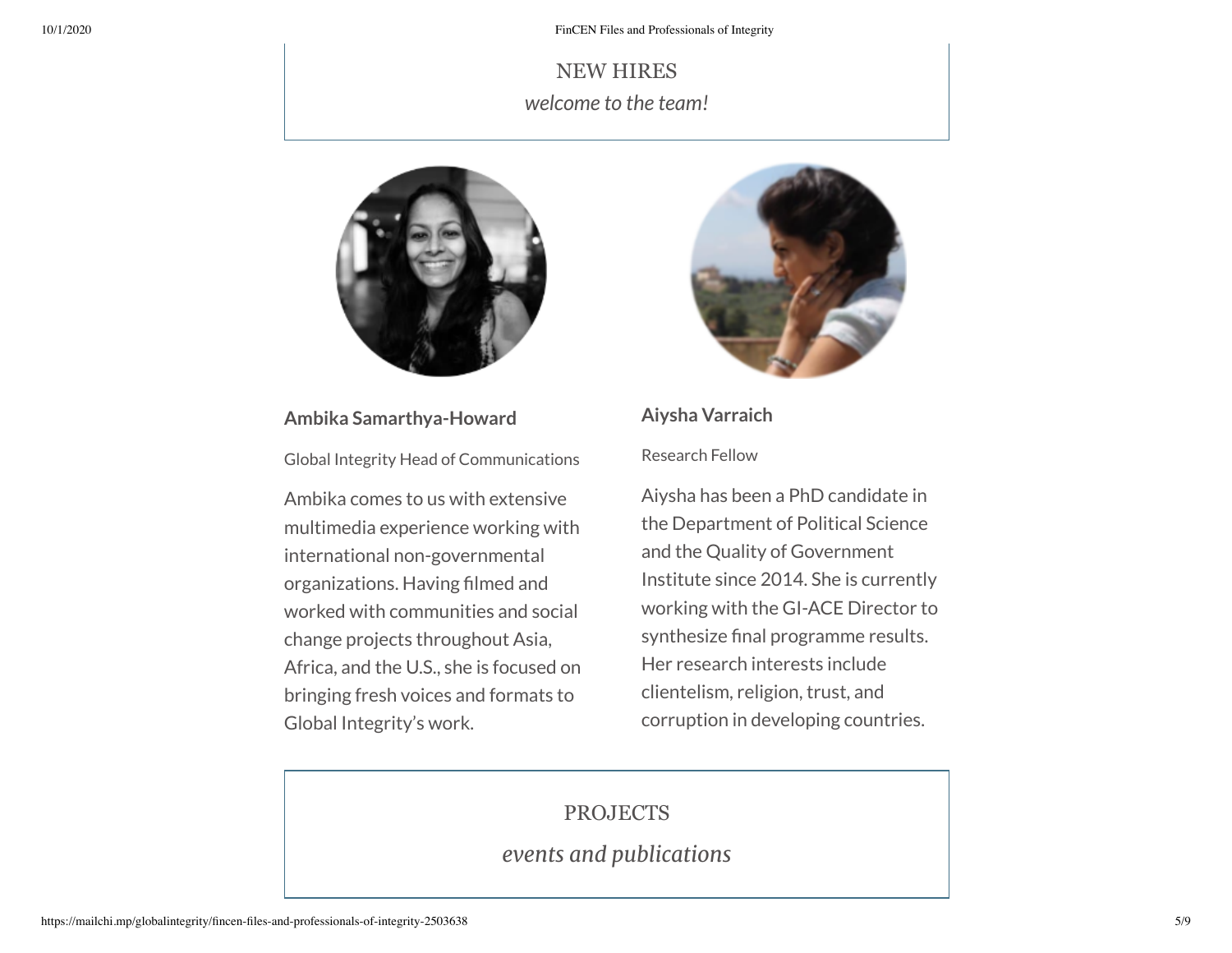## NEW HIRES

*welcome to the team!*

**Ambika Samarthya-Howard**

Global Integrity Head of Communications

Ambika comes to us with extensive multimedia experience working with international non-governmental organizations. Having filmed and worked with communities and social change projects throughout Asia, Africa, and the U.S., she is focused on bringing fresh voices and formats to Global Integrity's work.

**Aiysha Varraich**

Research Fellow

Aiysha has been a PhD candidate in the Department of Political Science and the Quality of Government Institute since 2014. She is currently working with the GI-ACE Director to synthesize final programme results. Her research interests include clientelism, religion, trust, and corruption in developing countries.

## PROJECTS

*events and publications*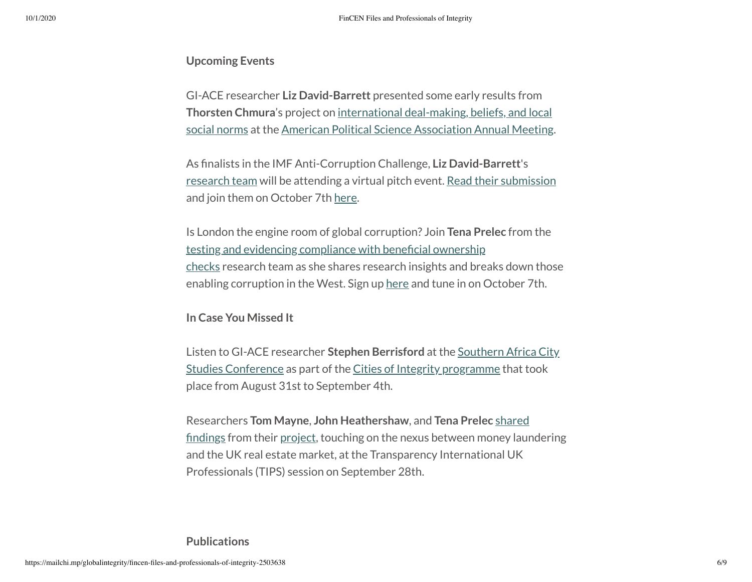**Upcoming Events**

GI-ACE researcher **Liz David-Barrett** presented some early results from **Thorsten Chmura**'s project on international deal-making, beliefs, and local social norms at the American Political Science Association Annual Meeting.

As finalists in the IMF Anti-Corruption Challenge, **Liz David-Barrett**'s research team will be attending a virtual pitch event. Read their submission and join them on October 7th here.

Is London the engine room of global corruption? Join **Tena Prelec** from the testing and evidencing compliance with beneficial ownership checks research team as she shares research insights and breaks down those enabling corruption in the West. Sign up here and tune in on October 7th.

**In Case You Missed It**

Listen to GI-ACE researcher **Stephen Berrisford** at the Southern Africa City Studies Conference as part of the Cities of Integrity programme that took place from August 31st to September 4th.

Researchers **Tom Mayne**, **John Heathershaw**, and **Tena Prelec** shared findings from their project, touching on the nexus between money laundering and the UK real estate market, at the Transparency International UK Professionals (TIPS) session on September 28th.

**Publications**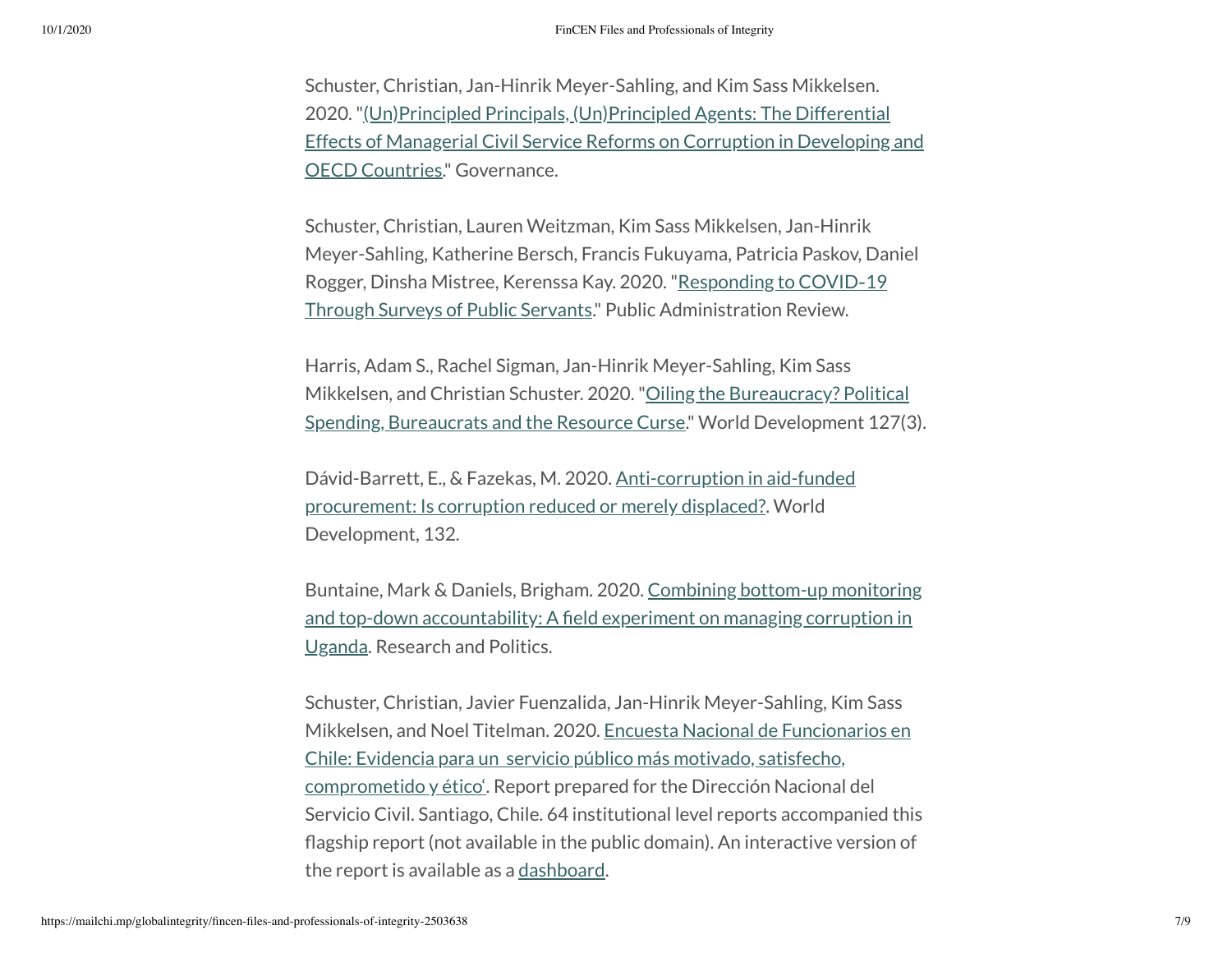Schuster, Christian, Jan-Hinrik Meyer-Sahling, and Kim Sass Mikkelsen. 2020. "(Un)Principled Principals, (Un)Principled Agents: The Differential Effects of Managerial Civil Service Reforms on Corruption in Developing and OECD Countries." Governance.

Schuster, Christian, Lauren Weitzman, Kim Sass Mikkelsen, Jan-Hinrik Meyer-Sahling, Katherine Bersch, Francis Fukuyama, Patricia Paskov, Daniel Rogger, Dinsha Mistree, Kerenssa Kay. 2020. "Responding to COVID-19 Through Surveys of Public Servants." Public Administration Review.

Harris, Adam S., Rachel Sigman, Jan-Hinrik Meyer-Sahling, Kim Sass Mikkelsen, and Christian Schuster. 2020. "Oiling the Bureaucracy? Political Spending, Bureaucrats and the Resource Curse." World Development 127(3).

Dávid-Barrett, E., & Fazekas, M. 2020. Anti-corruption in aid-funded procurement: Is corruption reduced or merely displaced?. World Development, 132.

Buntaine, Mark & Daniels, Brigham. 2020. Combining bottom-up monitoring and top-down accountability: A field experiment on managing corruption in Uganda. Research and Politics.

Schuster, Christian, Javier Fuenzalida, Jan-Hinrik Meyer-Sahling, Kim Sass Mikkelsen, and Noel Titelman. 2020. Encuesta Nacional de Funcionarios en Chile: Evidencia para un servicio público más motivado, satisfecho, comprometido y ético'. Report prepared for the Dirección Nacional del Servicio Civil. Santiago, Chile. 64 institutional level reports accompanied this flagship report (not available in the public domain). An interactive version of the report is available as a dashboard.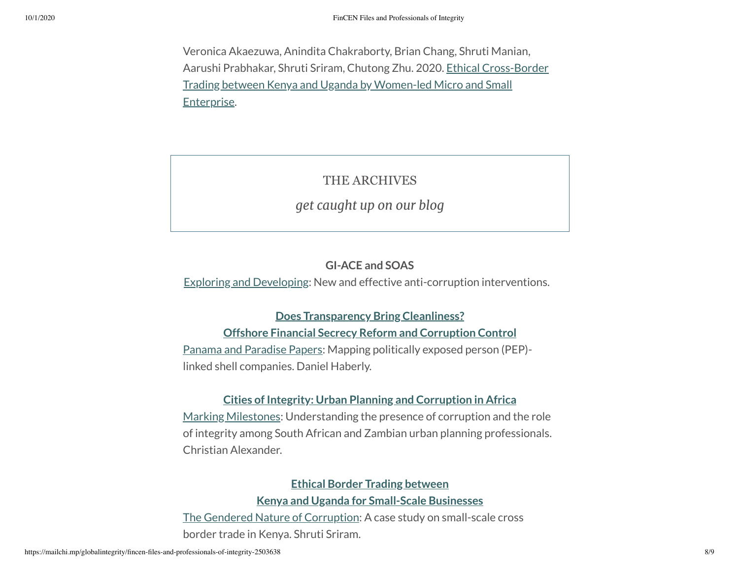Veronica Akaezuwa, Anindita Chakraborty, Brian Chang, Shruti Manian, Aarushi Prabhakar, Shruti Sriram, Chutong Zhu. 2020. Ethical Cross-Border Trading between Kenya and Uganda by Women-led Micro and Small Enterprise.

THE ARCHIVES

*get caught up on our blog*

**GI-ACE and SOAS**

Exploring and Developing: New and effective anti-corruption interventions.

**Does Transparency Bring Cleanliness?**
**Offshore Financial Secrecy Reform and Corruption Control**

Panama and Paradise Papers: Mapping politically exposed person (PEP)-linked shell companies. Daniel Haberly.

**Cities of Integrity: Urban Planning and Corruption in Africa**

Marking Milestones: Understanding the presence of corruption and the role of integrity among South African and Zambian urban planning professionals. Christian Alexander.

**Ethical Border Trading between**
**Kenya and Uganda for Small-Scale Businesses**

The Gendered Nature of Corruption: A case study on small-scale cross border trade in Kenya. Shruti Sriram.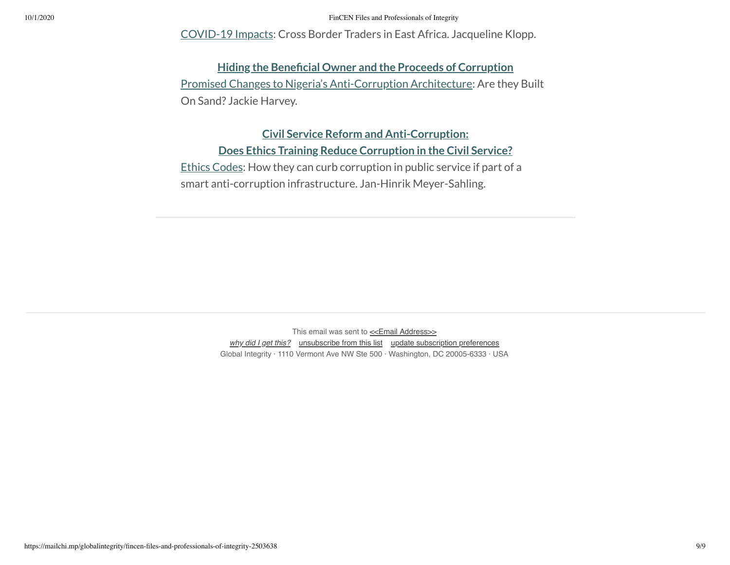COVID-19 Impacts: Cross Border Traders in East Africa. Jacqueline Klopp.

**Hiding the Beneficial Owner and the Proceeds of Corruption**

Promised Changes to Nigeria's Anti-Corruption Architecture: Are they Built On Sand? Jackie Harvey.

**Civil Service Reform and Anti-Corruption:**
**Does Ethics Training Reduce Corruption in the Civil Service?**

Ethics Codes: How they can curb corruption in public service if part of a smart anti-corruption infrastructure. Jan-Hinrik Meyer-Sahling.

---

This email was sent to <<Email Address>>

*why did I get this?* unsubscribe from this list update subscription preferences

Global Integrity · 1110 Vermont Ave NW Ste 500 · Washington, DC 20005-6333 · USA